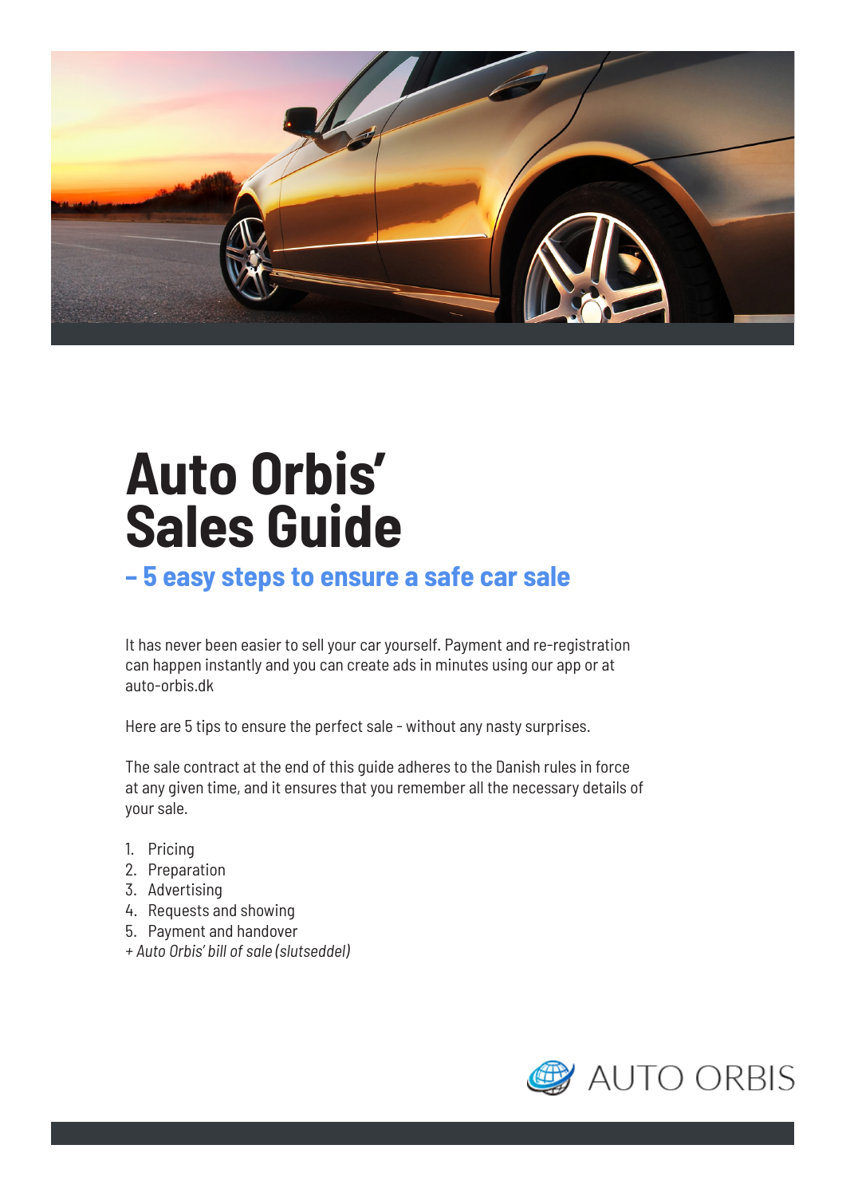# Auto Orbis' Sales Guide

## – 5 easy steps to ensure a safe car sale

It has never been easier to sell your car yourself. Payment and re-registration can happen instantly and you can create ads in minutes using our app or at auto-orbis.dk

Here are 5 tips to ensure the perfect sale - without any nasty surprises.

The sale contract at the end of this guide adheres to the Danish rules in force at any given time, and it ensures that you remember all the necessary details of your sale.

1. Pricing
2. Preparation
3. Advertising
4. Requests and showing
5. Payment and handover

*+ Auto Orbis' bill of sale (slutseddel)*

AUTO ORBIS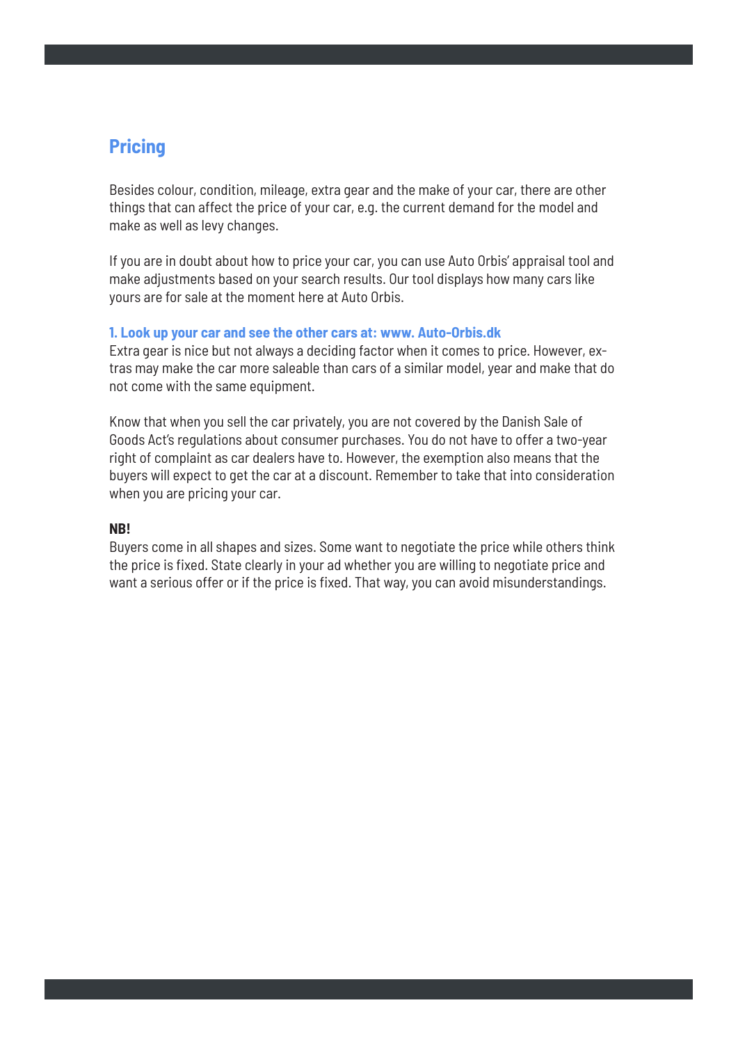## Pricing

Besides colour, condition, mileage, extra gear and the make of your car, there are other things that can affect the price of your car, e.g. the current demand for the model and make as well as levy changes.

If you are in doubt about how to price your car, you can use Auto Orbis' appraisal tool and make adjustments based on your search results. Our tool displays how many cars like yours are for sale at the moment here at Auto Orbis.

### 1. Look up your car and see the other cars at: www. Auto-Orbis.dk

Extra gear is nice but not always a deciding factor when it comes to price. However, extras may make the car more saleable than cars of a similar model, year and make that do not come with the same equipment.

Know that when you sell the car privately, you are not covered by the Danish Sale of Goods Act's regulations about consumer purchases. You do not have to offer a two-year right of complaint as car dealers have to. However, the exemption also means that the buyers will expect to get the car at a discount. Remember to take that into consideration when you are pricing your car.

**NB!**

Buyers come in all shapes and sizes. Some want to negotiate the price while others think the price is fixed. State clearly in your ad whether you are willing to negotiate price and want a serious offer or if the price is fixed. That way, you can avoid misunderstandings.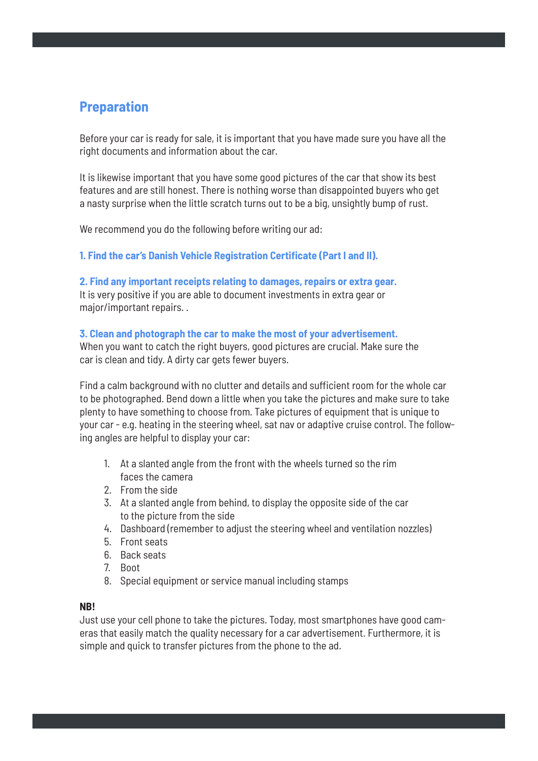## Preparation

Before your car is ready for sale, it is important that you have made sure you have all the right documents and information about the car.

It is likewise important that you have some good pictures of the car that show its best features and are still honest. There is nothing worse than disappointed buyers who get a nasty surprise when the little scratch turns out to be a big, unsightly bump of rust.

We recommend you do the following before writing our ad:

**1. Find the car's Danish Vehicle Registration Certificate (Part I and II).**

**2. Find any important receipts relating to damages, repairs or extra gear.**
It is very positive if you are able to document investments in extra gear or major/important repairs. .

**3. Clean and photograph the car to make the most of your advertisement.**
When you want to catch the right buyers, good pictures are crucial. Make sure the car is clean and tidy. A dirty car gets fewer buyers.

Find a calm background with no clutter and details and sufficient room for the whole car to be photographed. Bend down a little when you take the pictures and make sure to take plenty to have something to choose from. Take pictures of equipment that is unique to your car - e.g. heating in the steering wheel, sat nav or adaptive cruise control. The following angles are helpful to display your car:

1. At a slanted angle from the front with the wheels turned so the rim faces the camera
2. From the side
3. At a slanted angle from behind, to display the opposite side of the car to the picture from the side
4. Dashboard (remember to adjust the steering wheel and ventilation nozzles)
5. Front seats
6. Back seats
7. Boot
8. Special equipment or service manual including stamps

**NB!**
Just use your cell phone to take the pictures. Today, most smartphones have good cameras that easily match the quality necessary for a car advertisement. Furthermore, it is simple and quick to transfer pictures from the phone to the ad.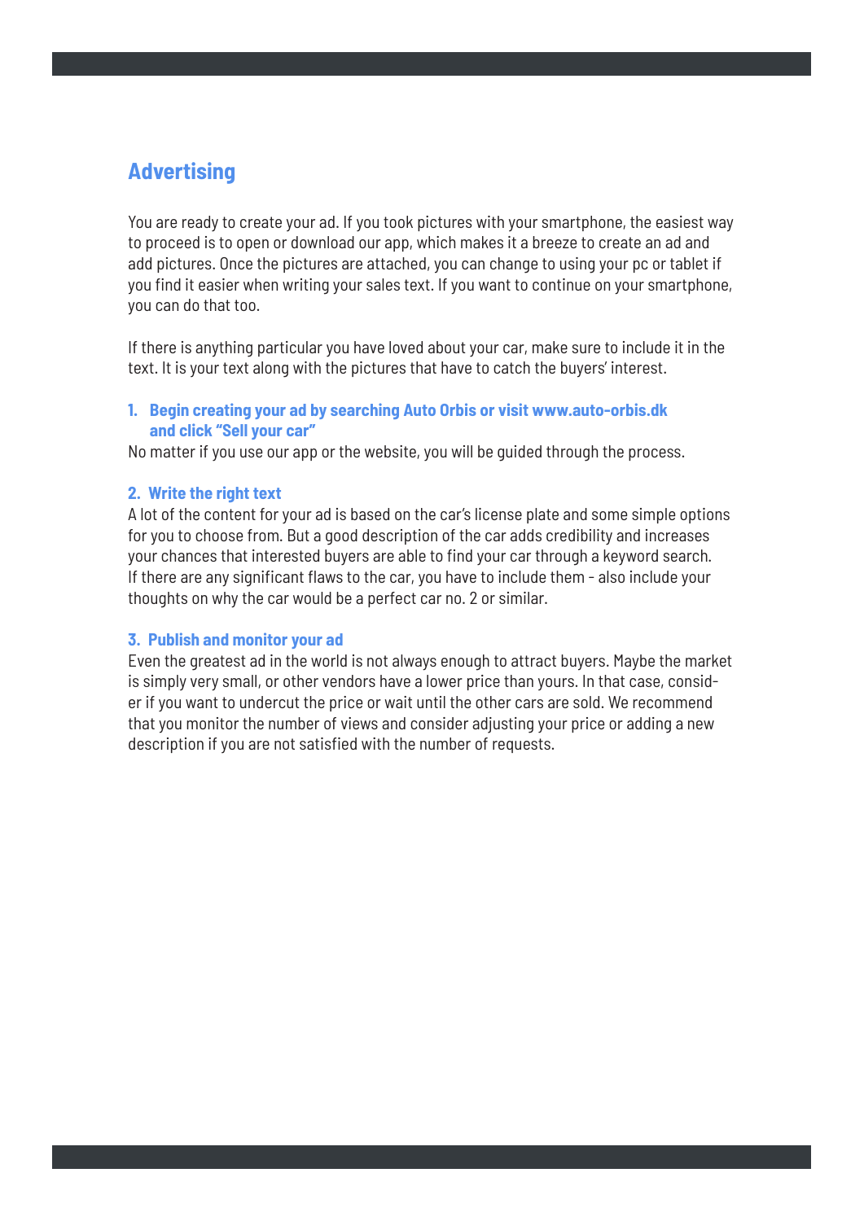## Advertising

You are ready to create your ad. If you took pictures with your smartphone, the easiest way to proceed is to open or download our app, which makes it a breeze to create an ad and add pictures. Once the pictures are attached, you can change to using your pc or tablet if you find it easier when writing your sales text. If you want to continue on your smartphone, you can do that too.

If there is anything particular you have loved about your car, make sure to include it in the text. It is your text along with the pictures that have to catch the buyers' interest.

### 1. Begin creating your ad by searching Auto Orbis or visit www.auto-orbis.dk and click "Sell your car"

No matter if you use our app or the website, you will be guided through the process.

### 2. Write the right text

A lot of the content for your ad is based on the car's license plate and some simple options for you to choose from. But a good description of the car adds credibility and increases your chances that interested buyers are able to find your car through a keyword search. If there are any significant flaws to the car, you have to include them - also include your thoughts on why the car would be a perfect car no. 2 or similar.

### 3. Publish and monitor your ad

Even the greatest ad in the world is not always enough to attract buyers. Maybe the market is simply very small, or other vendors have a lower price than yours. In that case, consider if you want to undercut the price or wait until the other cars are sold. We recommend that you monitor the number of views and consider adjusting your price or adding a new description if you are not satisfied with the number of requests.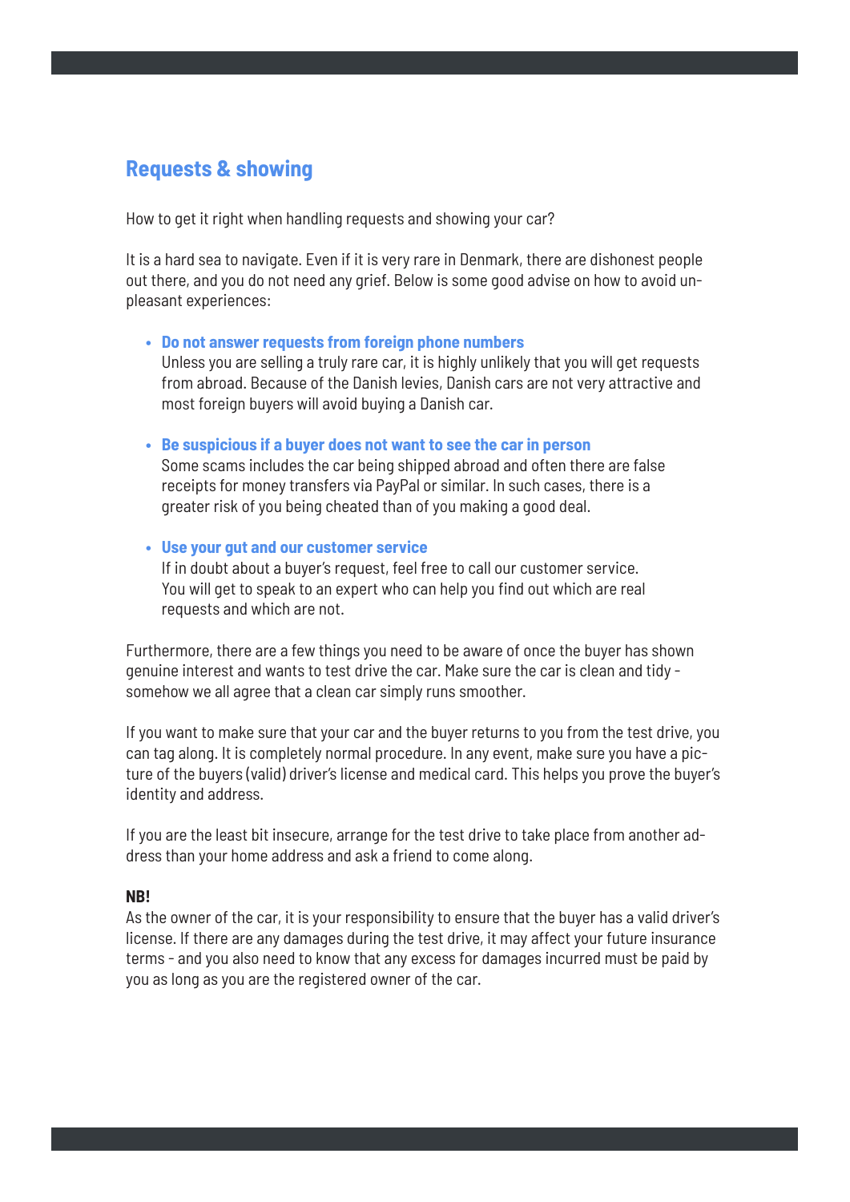## Requests & showing

How to get it right when handling requests and showing your car?

It is a hard sea to navigate. Even if it is very rare in Denmark, there are dishonest people out there, and you do not need any grief. Below is some good advise on how to avoid unpleasant experiences:

- **Do not answer requests from foreign phone numbers**
  Unless you are selling a truly rare car, it is highly unlikely that you will get requests from abroad. Because of the Danish levies, Danish cars are not very attractive and most foreign buyers will avoid buying a Danish car.

- **Be suspicious if a buyer does not want to see the car in person**
  Some scams includes the car being shipped abroad and often there are false receipts for money transfers via PayPal or similar. In such cases, there is a greater risk of you being cheated than of you making a good deal.

- **Use your gut and our customer service**
  If in doubt about a buyer's request, feel free to call our customer service. You will get to speak to an expert who can help you find out which are real requests and which are not.

Furthermore, there are a few things you need to be aware of once the buyer has shown genuine interest and wants to test drive the car. Make sure the car is clean and tidy - somehow we all agree that a clean car simply runs smoother.

If you want to make sure that your car and the buyer returns to you from the test drive, you can tag along. It is completely normal procedure. In any event, make sure you have a picture of the buyers (valid) driver's license and medical card. This helps you prove the buyer's identity and address.

If you are the least bit insecure, arrange for the test drive to take place from another address than your home address and ask a friend to come along.

**NB!**
As the owner of the car, it is your responsibility to ensure that the buyer has a valid driver's license. If there are any damages during the test drive, it may affect your future insurance terms - and you also need to know that any excess for damages incurred must be paid by you as long as you are the registered owner of the car.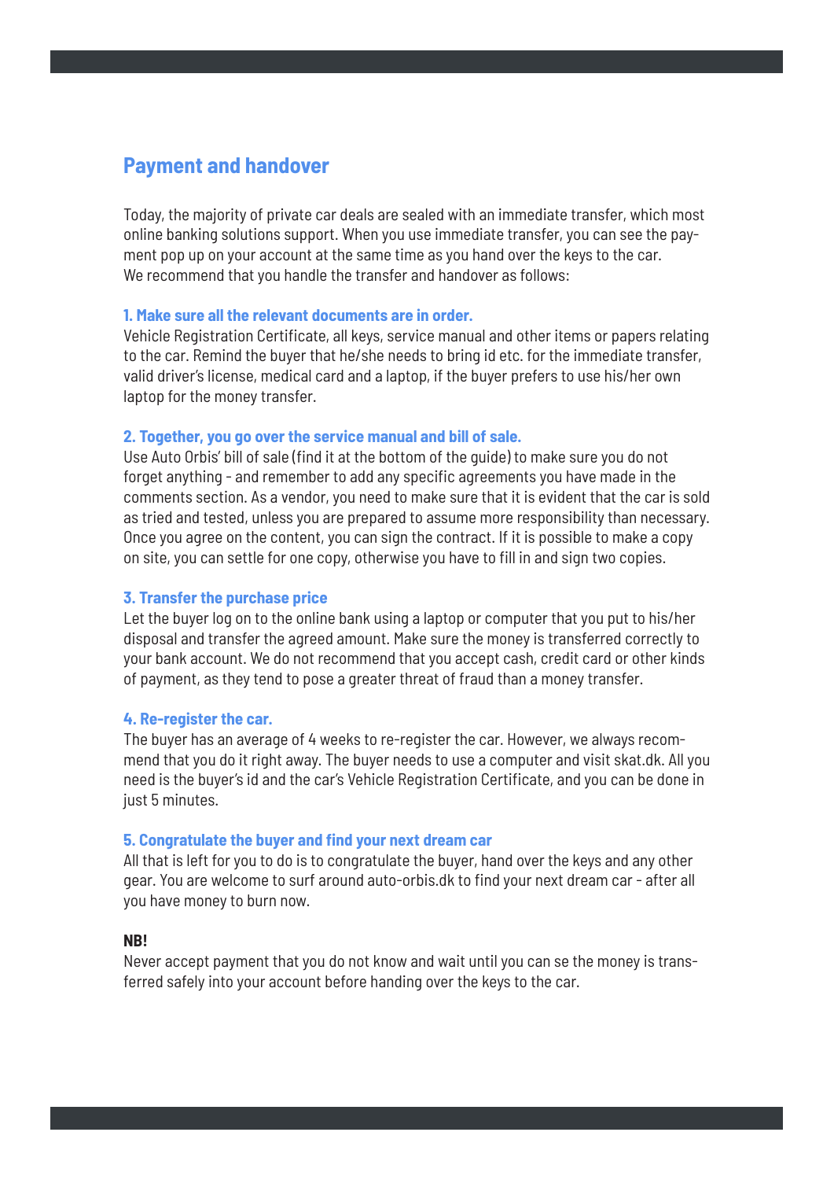## Payment and handover

Today, the majority of private car deals are sealed with an immediate transfer, which most online banking solutions support. When you use immediate transfer, you can see the payment pop up on your account at the same time as you hand over the keys to the car. We recommend that you handle the transfer and handover as follows:

### 1. Make sure all the relevant documents are in order.

Vehicle Registration Certificate, all keys, service manual and other items or papers relating to the car. Remind the buyer that he/she needs to bring id etc. for the immediate transfer, valid driver's license, medical card and a laptop, if the buyer prefers to use his/her own laptop for the money transfer.

### 2. Together, you go over the service manual and bill of sale.

Use Auto Orbis' bill of sale (find it at the bottom of the guide) to make sure you do not forget anything - and remember to add any specific agreements you have made in the comments section. As a vendor, you need to make sure that it is evident that the car is sold as tried and tested, unless you are prepared to assume more responsibility than necessary. Once you agree on the content, you can sign the contract. If it is possible to make a copy on site, you can settle for one copy, otherwise you have to fill in and sign two copies.

### 3. Transfer the purchase price

Let the buyer log on to the online bank using a laptop or computer that you put to his/her disposal and transfer the agreed amount. Make sure the money is transferred correctly to your bank account. We do not recommend that you accept cash, credit card or other kinds of payment, as they tend to pose a greater threat of fraud than a money transfer.

### 4. Re-register the car.

The buyer has an average of 4 weeks to re-register the car. However, we always recommend that you do it right away. The buyer needs to use a computer and visit skat.dk. All you need is the buyer's id and the car's Vehicle Registration Certificate, and you can be done in just 5 minutes.

### 5. Congratulate the buyer and find your next dream car

All that is left for you to do is to congratulate the buyer, hand over the keys and any other gear. You are welcome to surf around auto-orbis.dk to find your next dream car - after all you have money to burn now.

**NB!**

Never accept payment that you do not know and wait until you can se the money is transferred safely into your account before handing over the keys to the car.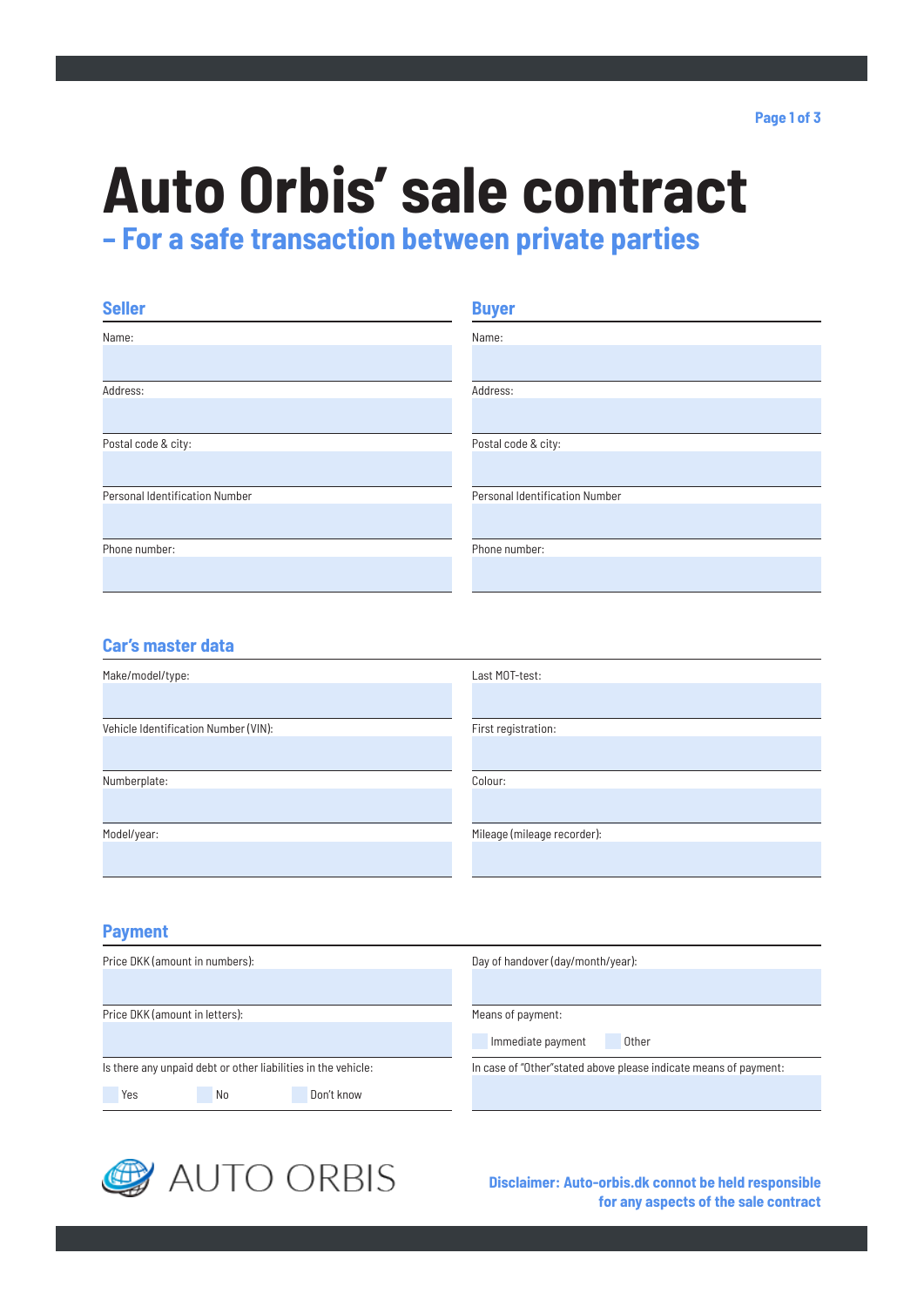# Auto Orbis' sale contract

## – For a safe transaction between private parties

### Seller

Name:

Address:

Postal code & city:

Personal Identification Number

Phone number:

### Buyer

Name:

Address:

Postal code & city:

Personal Identification Number

Phone number:

### Car's master data

Make/model/type:

Vehicle Identification Number (VIN):

Numberplate:

Model/year:

Last MOT-test:

First registration:

Colour:

Mileage (mileage recorder):

### Payment

Price DKK (amount in numbers):

Price DKK (amount in letters):

Is there any unpaid debt or other liabilities in the vehicle:

- [ ] Yes
- [ ] No
- [ ] Don't know

Day of handover (day/month/year):

Means of payment:

- [ ] Immediate payment
- [ ] Other

In case of "Other"stated above please indicate means of payment:

AUTO ORBIS

**Disclaimer: Auto-orbis.dk connot be held responsible for any aspects of the sale contract**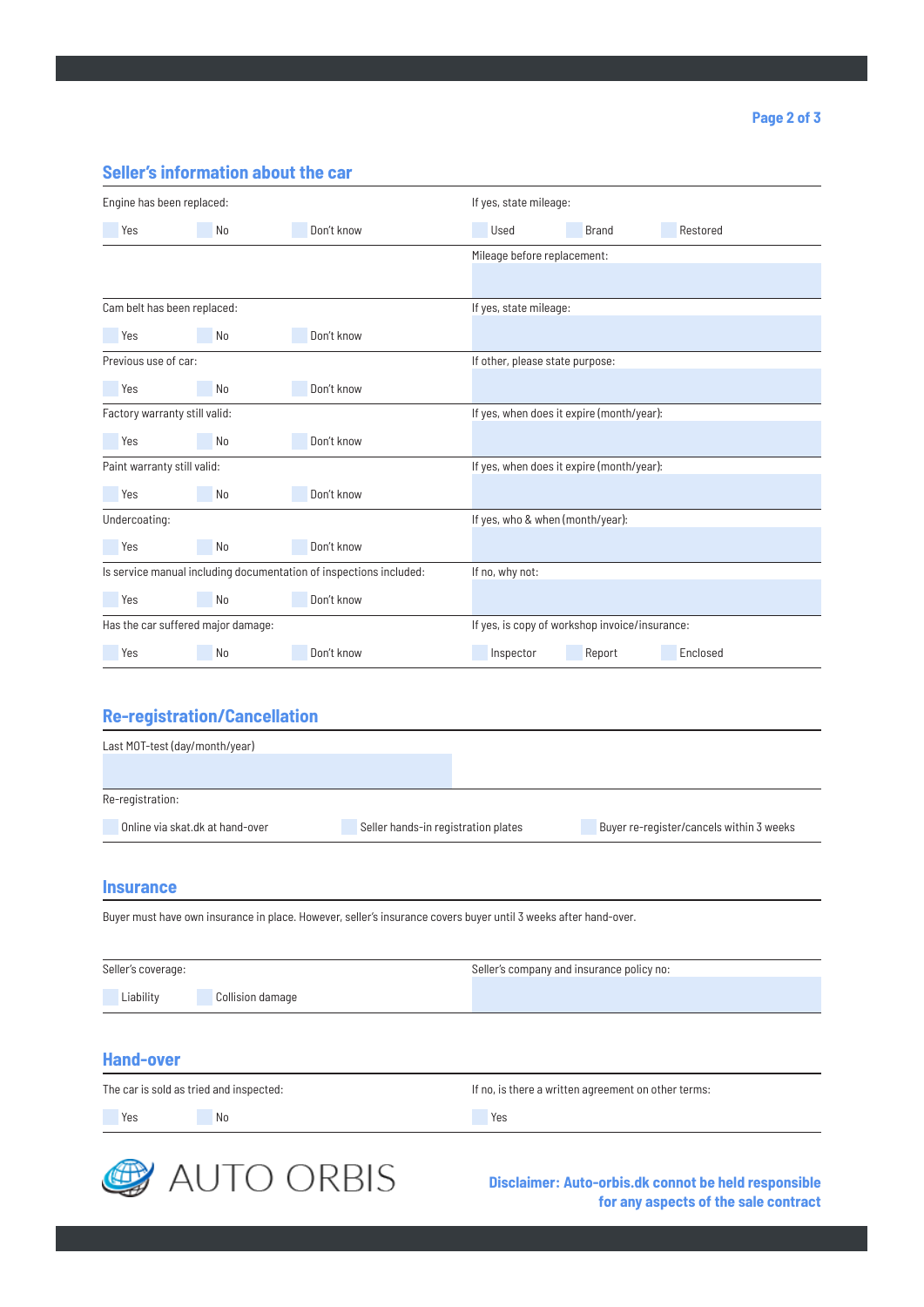## Seller's information about the car

| | |
|---|---|
| Engine has been replaced: <br> ☐ Yes ☐ No ☐ Don't know | If yes, state mileage: <br> ☐ Used ☐ Brand ☐ Restored |
| | Mileage before replacement: |
| Cam belt has been replaced: <br> ☐ Yes ☐ No ☐ Don't know | If yes, state mileage: |
| Previous use of car: <br> ☐ Yes ☐ No ☐ Don't know | If other, please state purpose: |
| Factory warranty still valid: <br> ☐ Yes ☐ No ☐ Don't know | If yes, when does it expire (month/year): |
| Paint warranty still valid: <br> ☐ Yes ☐ No ☐ Don't know | If yes, when does it expire (month/year): |
| Undercoating: <br> ☐ Yes ☐ No ☐ Don't know | If yes, who & when (month/year): |
| Is service manual including documentation of inspections included: <br> ☐ Yes ☐ No ☐ Don't know | If no, why not: |
| Has the car suffered major damage: <br> ☐ Yes ☐ No ☐ Don't know | If yes, is copy of workshop invoice/insurance: <br> ☐ Inspector ☐ Report ☐ Enclosed |

## Re-registration/Cancellation

Last MOT-test (day/month/year)

Re-registration:

☐ Online via skat.dk at hand-over ☐ Seller hands-in registration plates ☐ Buyer re-register/cancels within 3 weeks

## Insurance

Buyer must have own insurance in place. However, seller's insurance covers buyer until 3 weeks after hand-over.

| | |
|---|---|
| Seller's coverage: <br> ☐ Liability ☐ Collision damage | Seller's company and insurance policy no: |

## Hand-over

| | |
|---|---|
| The car is sold as tried and inspected: <br> ☐ Yes ☐ No | If no, is there a written agreement on other terms: <br> ☐ Yes |

AUTO ORBIS

**Disclaimer: Auto-orbis.dk connot be held responsible for any aspects of the sale contract**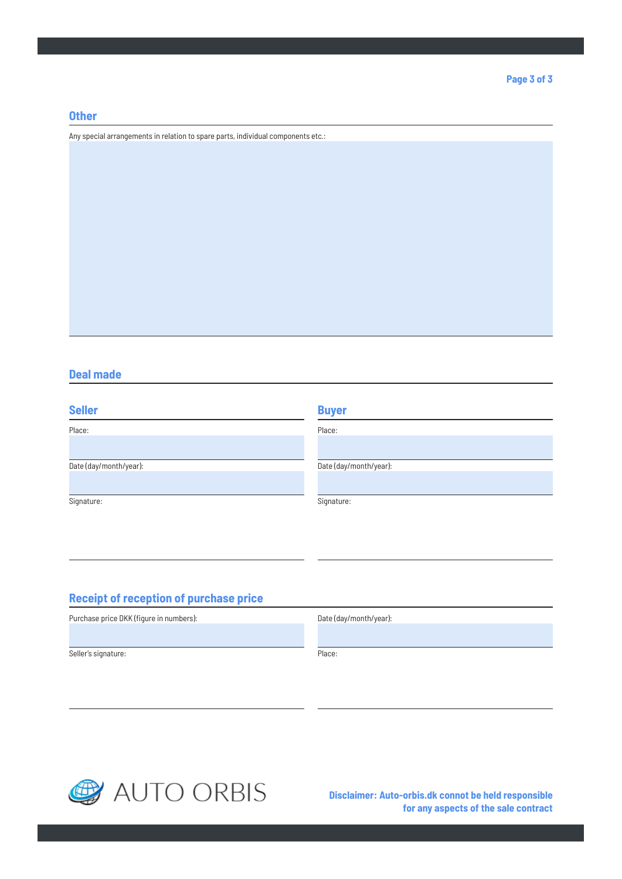## Other

Any special arrangements in relation to spare parts, individual components etc.:

## Deal made

### Seller

Place:

Date (day/month/year):

Signature:

### Buyer

Place:

Date (day/month/year):

Signature:

## Receipt of reception of purchase price

Purchase price DKK (figure in numbers):

Date (day/month/year):

Seller's signature:

Place:

AUTO ORBIS

**Disclaimer: Auto-orbis.dk connot be held responsible for any aspects of the sale contract**